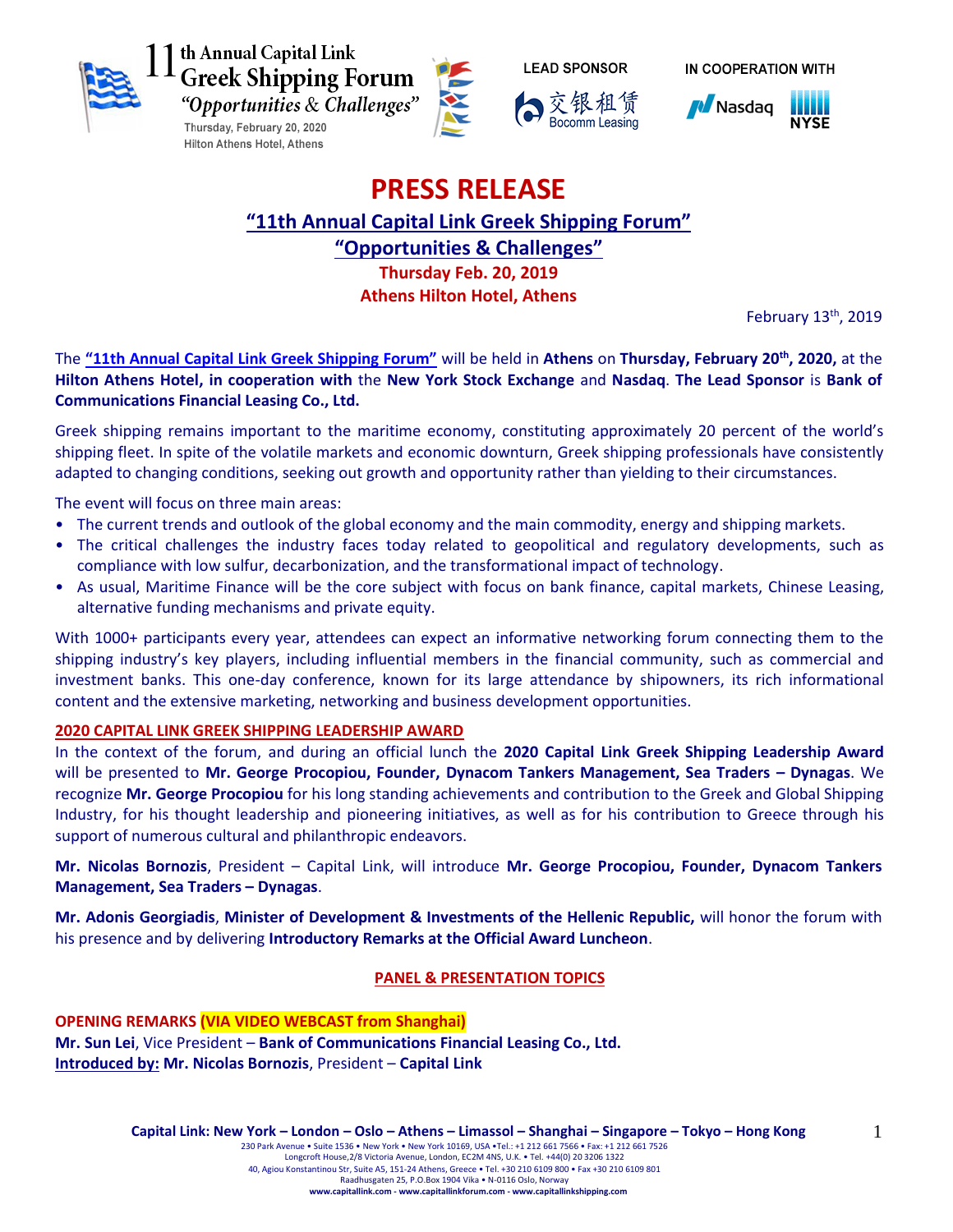11th Annual Capital Link Greek Shipping Forum
*"Opportunities & Challenges"*
Thursday, February 20, 2020
Hilton Athens Hotel, Athens

LEAD SPONSOR
交银租赁 Bocomm Leasing

IN COOPERATION WITH
Nasdaq NYSE

# PRESS RELEASE

## "11th Annual Capital Link Greek Shipping Forum"

## "Opportunities & Challenges"

**Thursday Feb. 20, 2019**
**Athens Hilton Hotel, Athens**

February 13th, 2019

The **"11th Annual Capital Link Greek Shipping Forum"** will be held in **Athens** on **Thursday, February 20th, 2020,** at the **Hilton Athens Hotel, in cooperation with** the **New York Stock Exchange** and **Nasdaq**. **The Lead Sponsor** is **Bank of Communications Financial Leasing Co., Ltd.**

Greek shipping remains important to the maritime economy, constituting approximately 20 percent of the world's shipping fleet. In spite of the volatile markets and economic downturn, Greek shipping professionals have consistently adapted to changing conditions, seeking out growth and opportunity rather than yielding to their circumstances.

The event will focus on three main areas:

- The current trends and outlook of the global economy and the main commodity, energy and shipping markets.
- The critical challenges the industry faces today related to geopolitical and regulatory developments, such as compliance with low sulfur, decarbonization, and the transformational impact of technology.
- As usual, Maritime Finance will be the core subject with focus on bank finance, capital markets, Chinese Leasing, alternative funding mechanisms and private equity.

With 1000+ participants every year, attendees can expect an informative networking forum connecting them to the shipping industry's key players, including influential members in the financial community, such as commercial and investment banks. This one-day conference, known for its large attendance by shipowners, its rich informational content and the extensive marketing, networking and business development opportunities.

**2020 CAPITAL LINK GREEK SHIPPING LEADERSHIP AWARD**

In the context of the forum, and during an official lunch the **2020 Capital Link Greek Shipping Leadership Award** will be presented to **Mr. George Procopiou, Founder, Dynacom Tankers Management, Sea Traders – Dynagas**. We recognize **Mr. George Procopiou** for his long standing achievements and contribution to the Greek and Global Shipping Industry, for his thought leadership and pioneering initiatives, as well as for his contribution to Greece through his support of numerous cultural and philanthropic endeavors.

**Mr. Nicolas Bornozis**, President – Capital Link, will introduce **Mr. George Procopiou, Founder, Dynacom Tankers Management, Sea Traders – Dynagas**.

**Mr. Adonis Georgiadis**, **Minister of Development & Investments of the Hellenic Republic,** will honor the forum with his presence and by delivering **Introductory Remarks at the Official Award Luncheon**.

**PANEL & PRESENTATION TOPICS**

**OPENING REMARKS (VIA VIDEO WEBCAST from Shanghai)**
**Mr. Sun Lei**, Vice President – **Bank of Communications Financial Leasing Co., Ltd.**
**Introduced by: Mr. Nicolas Bornozis**, President – **Capital Link**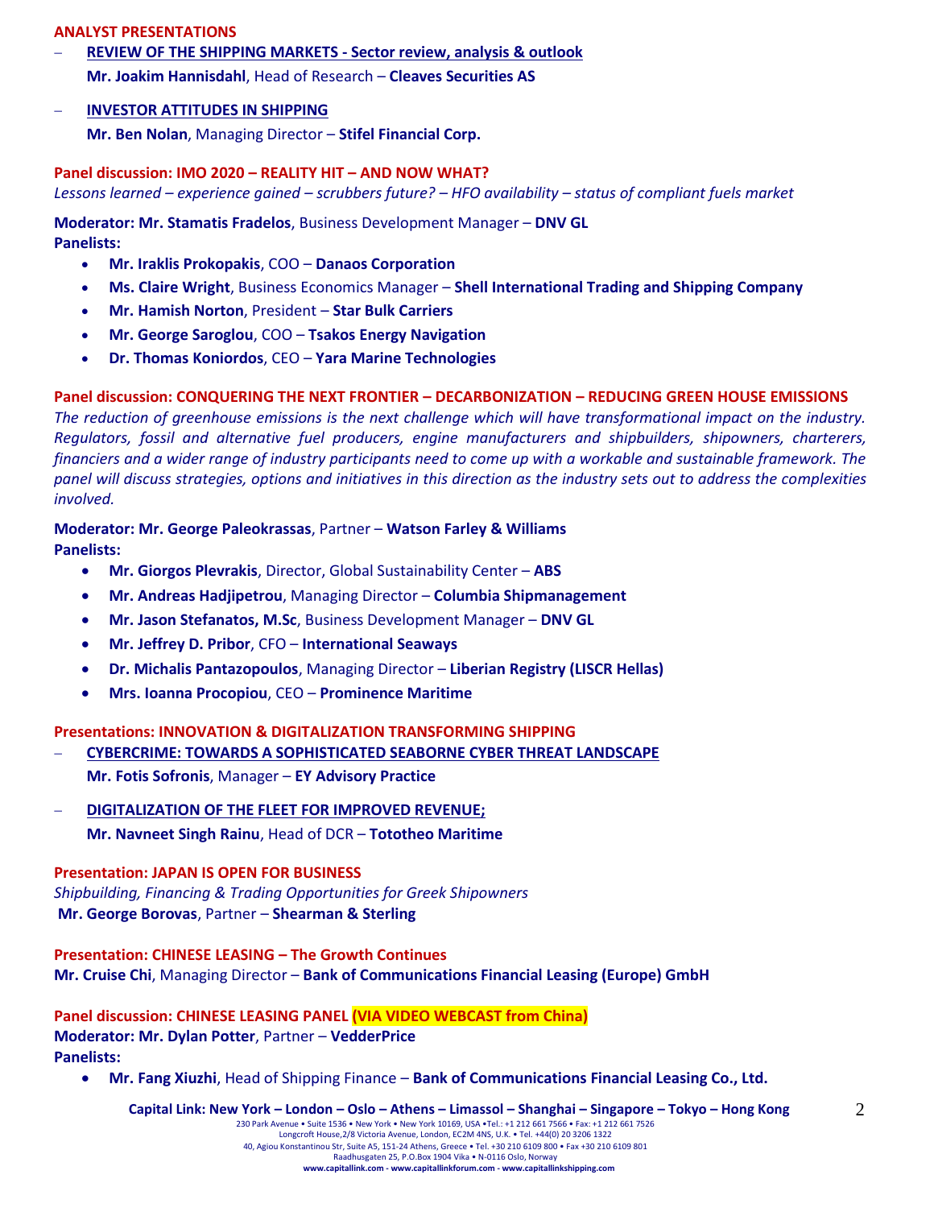**ANALYST PRESENTATIONS**

- **REVIEW OF THE SHIPPING MARKETS - Sector review, analysis & outlook**

  **Mr. Joakim Hannisdahl**, Head of Research – **Cleaves Securities AS**

- **INVESTOR ATTITUDES IN SHIPPING**

  **Mr. Ben Nolan**, Managing Director – **Stifel Financial Corp.**

**Panel discussion: IMO 2020 – REALITY HIT – AND NOW WHAT?**

*Lessons learned – experience gained – scrubbers future? – HFO availability – status of compliant fuels market*

**Moderator: Mr. Stamatis Fradelos**, Business Development Manager – **DNV GL**

**Panelists:**

- **Mr. Iraklis Prokopakis**, COO – **Danaos Corporation**
- **Ms. Claire Wright**, Business Economics Manager – **Shell International Trading and Shipping Company**
- **Mr. Hamish Norton**, President – **Star Bulk Carriers**
- **Mr. George Saroglou**, COO – **Tsakos Energy Navigation**
- **Dr. Thomas Koniordos**, CEO – **Yara Marine Technologies**

**Panel discussion: CONQUERING THE NEXT FRONTIER – DECARBONIZATION – REDUCING GREEN HOUSE EMISSIONS**

*The reduction of greenhouse emissions is the next challenge which will have transformational impact on the industry. Regulators, fossil and alternative fuel producers, engine manufacturers and shipbuilders, shipowners, charterers, financiers and a wider range of industry participants need to come up with a workable and sustainable framework. The panel will discuss strategies, options and initiatives in this direction as the industry sets out to address the complexities involved.*

**Moderator: Mr. George Paleokrassas**, Partner – **Watson Farley & Williams**

**Panelists:**

- **Mr. Giorgos Plevrakis**, Director, Global Sustainability Center – **ABS**
- **Mr. Andreas Hadjipetrou**, Managing Director – **Columbia Shipmanagement**
- **Mr. Jason Stefanatos, M.Sc**, Business Development Manager – **DNV GL**
- **Mr. Jeffrey D. Pribor**, CFO – **International Seaways**
- **Dr. Michalis Pantazopoulos**, Managing Director – **Liberian Registry (LISCR Hellas)**
- **Mrs. Ioanna Procopiou**, CEO – **Prominence Maritime**

**Presentations: INNOVATION & DIGITALIZATION TRANSFORMING SHIPPING**

- **CYBERCRIME: TOWARDS A SOPHISTICATED SEABORNE CYBER THREAT LANDSCAPE**

  **Mr. Fotis Sofronis**, Manager – **EY Advisory Practice**

- **DIGITALIZATION OF THE FLEET FOR IMPROVED REVENUE;**

  **Mr. Navneet Singh Rainu**, Head of DCR – **Tototheo Maritime**

**Presentation: JAPAN IS OPEN FOR BUSINESS**

*Shipbuilding, Financing & Trading Opportunities for Greek Shipowners*

**Mr. George Borovas**, Partner – **Shearman & Sterling**

**Presentation: CHINESE LEASING – The Growth Continues**

**Mr. Cruise Chi**, Managing Director – **Bank of Communications Financial Leasing (Europe) GmbH**

**Panel discussion: CHINESE LEASING PANEL (VIA VIDEO WEBCAST from China)**

**Moderator: Mr. Dylan Potter**, Partner – **VedderPrice**

**Panelists:**

- **Mr. Fang Xiuzhi**, Head of Shipping Finance – **Bank of Communications Financial Leasing Co., Ltd.**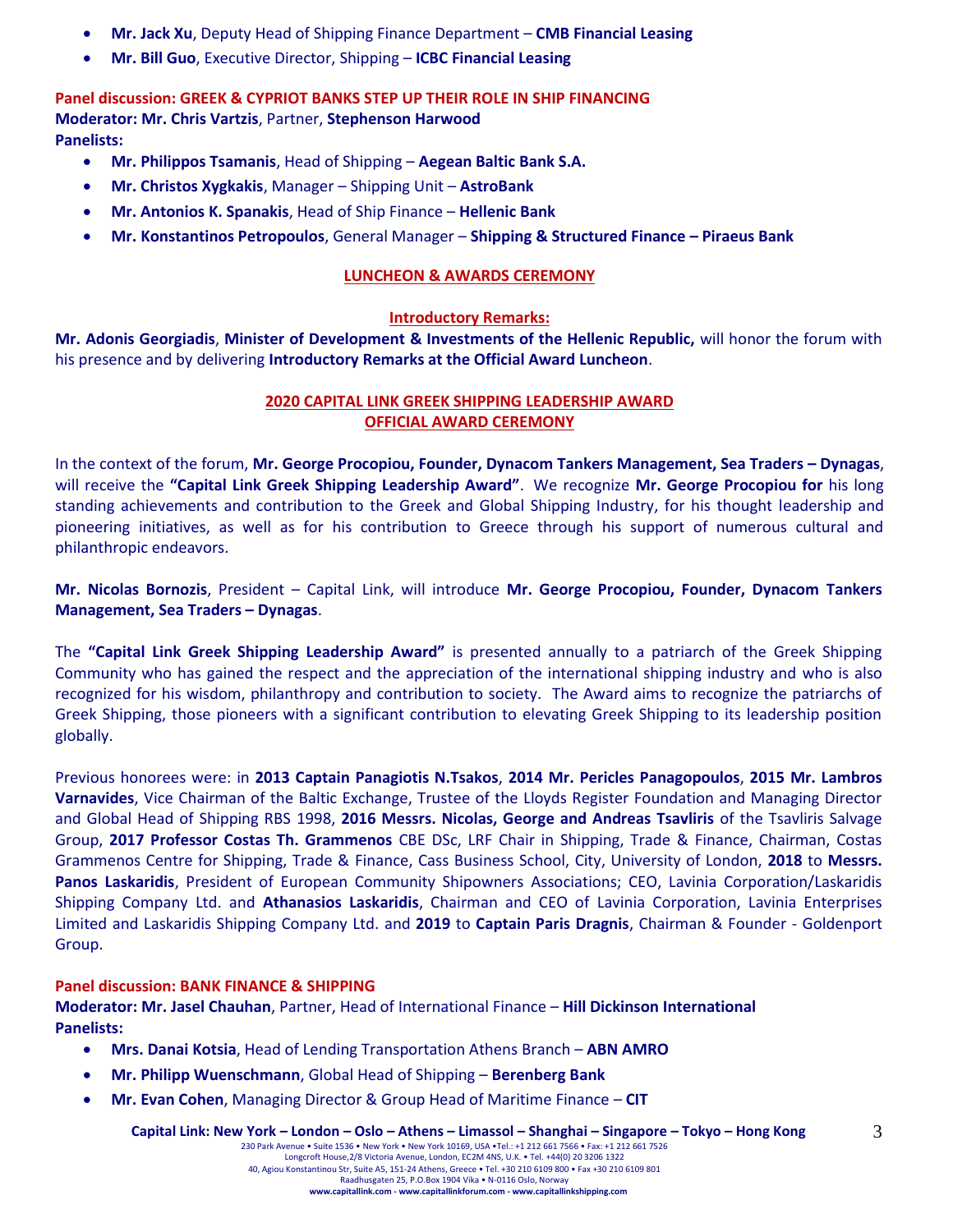- **Mr. Jack Xu**, Deputy Head of Shipping Finance Department – **CMB Financial Leasing**
- **Mr. Bill Guo**, Executive Director, Shipping – **ICBC Financial Leasing**

**Panel discussion: GREEK & CYPRIOT BANKS STEP UP THEIR ROLE IN SHIP FINANCING**
**Moderator: Mr. Chris Vartzis**, Partner, **Stephenson Harwood**
**Panelists:**

- **Mr. Philippos Tsamanis**, Head of Shipping – **Aegean Baltic Bank S.A.**
- **Mr. Christos Xygkakis**, Manager – Shipping Unit – **AstroBank**
- **Mr. Antonios K. Spanakis**, Head of Ship Finance – **Hellenic Bank**
- **Mr. Konstantinos Petropoulos**, General Manager – **Shipping & Structured Finance – Piraeus Bank**

## LUNCHEON & AWARDS CEREMONY

### Introductory Remarks:

**Mr. Adonis Georgiadis**, **Minister of Development & Investments of the Hellenic Republic,** will honor the forum with his presence and by delivering **Introductory Remarks at the Official Award Luncheon**.

## 2020 CAPITAL LINK GREEK SHIPPING LEADERSHIP AWARD
## OFFICIAL AWARD CEREMONY

In the context of the forum, **Mr. George Procopiou, Founder, Dynacom Tankers Management, Sea Traders – Dynagas**, will receive the **"Capital Link Greek Shipping Leadership Award"**. We recognize **Mr. George Procopiou for** his long standing achievements and contribution to the Greek and Global Shipping Industry, for his thought leadership and pioneering initiatives, as well as for his contribution to Greece through his support of numerous cultural and philanthropic endeavors.

**Mr. Nicolas Bornozis**, President – Capital Link, will introduce **Mr. George Procopiou, Founder, Dynacom Tankers Management, Sea Traders – Dynagas**.

The **"Capital Link Greek Shipping Leadership Award"** is presented annually to a patriarch of the Greek Shipping Community who has gained the respect and the appreciation of the international shipping industry and who is also recognized for his wisdom, philanthropy and contribution to society. The Award aims to recognize the patriarchs of Greek Shipping, those pioneers with a significant contribution to elevating Greek Shipping to its leadership position globally.

Previous honorees were: in **2013 Captain Panagiotis N.Tsakos**, **2014 Mr. Pericles Panagopoulos**, **2015 Mr. Lambros Varnavides**, Vice Chairman of the Baltic Exchange, Trustee of the Lloyds Register Foundation and Managing Director and Global Head of Shipping RBS 1998, **2016 Messrs. Nicolas, George and Andreas Tsavliris** of the Tsavliris Salvage Group, **2017 Professor Costas Th. Grammenos** CBE DSc, LRF Chair in Shipping, Trade & Finance, Chairman, Costas Grammenos Centre for Shipping, Trade & Finance, Cass Business School, City, University of London, **2018** to **Messrs. Panos Laskaridis**, President of European Community Shipowners Associations; CEO, Lavinia Corporation/Laskaridis Shipping Company Ltd. and **Athanasios Laskaridis**, Chairman and CEO of Lavinia Corporation, Lavinia Enterprises Limited and Laskaridis Shipping Company Ltd. and **2019** to **Captain Paris Dragnis**, Chairman & Founder - Goldenport Group.

**Panel discussion: BANK FINANCE & SHIPPING**
**Moderator: Mr. Jasel Chauhan**, Partner, Head of International Finance – **Hill Dickinson International**
**Panelists:**

- **Mrs. Danai Kotsia**, Head of Lending Transportation Athens Branch – **ABN AMRO**
- **Mr. Philipp Wuenschmann**, Global Head of Shipping – **Berenberg Bank**
- **Mr. Evan Cohen**, Managing Director & Group Head of Maritime Finance – **CIT**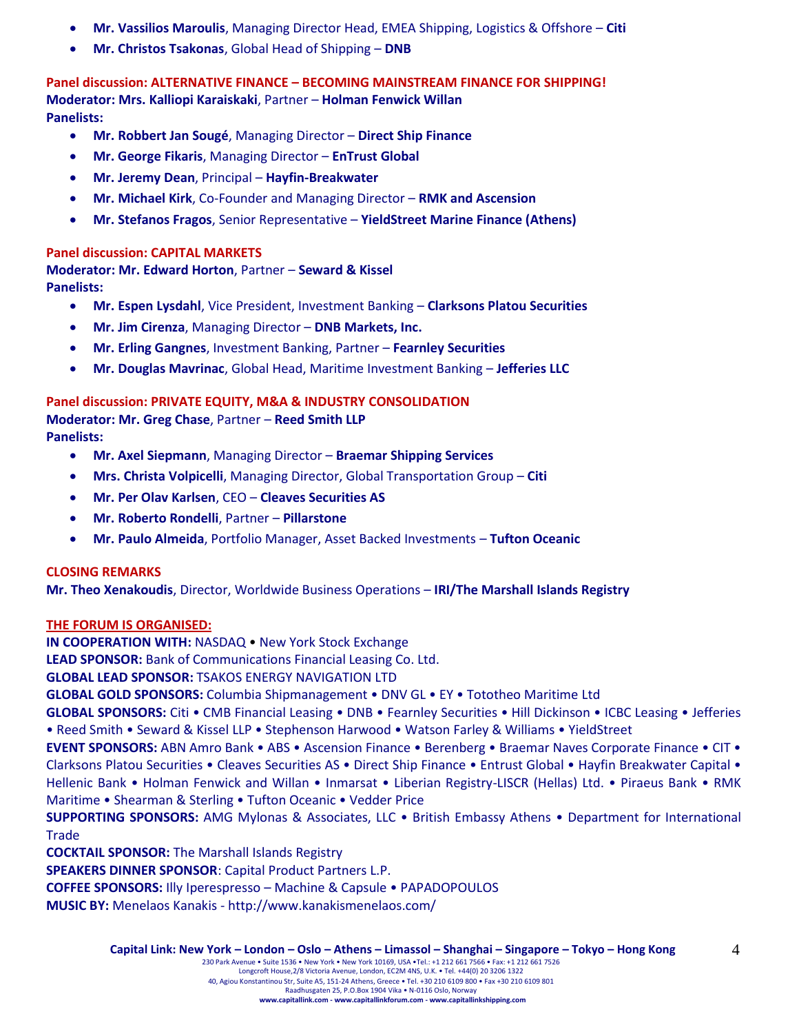- **Mr. Vassilios Maroulis**, Managing Director Head, EMEA Shipping, Logistics & Offshore – **Citi**
- **Mr. Christos Tsakonas**, Global Head of Shipping – **DNB**

**Panel discussion: ALTERNATIVE FINANCE – BECOMING MAINSTREAM FINANCE FOR SHIPPING!**
**Moderator: Mrs. Kalliopi Karaiskaki**, Partner – **Holman Fenwick Willan**
**Panelists:**

- **Mr. Robbert Jan Sougé**, Managing Director – **Direct Ship Finance**
- **Mr. George Fikaris**, Managing Director – **EnTrust Global**
- **Mr. Jeremy Dean**, Principal – **Hayfin-Breakwater**
- **Mr. Michael Kirk**, Co-Founder and Managing Director – **RMK and Ascension**
- **Mr. Stefanos Fragos**, Senior Representative – **YieldStreet Marine Finance (Athens)**

**Panel discussion: CAPITAL MARKETS**
**Moderator: Mr. Edward Horton**, Partner – **Seward & Kissel**
**Panelists:**

- **Mr. Espen Lysdahl**, Vice President, Investment Banking – **Clarksons Platou Securities**
- **Mr. Jim Cirenza**, Managing Director – **DNB Markets, Inc.**
- **Mr. Erling Gangnes**, Investment Banking, Partner – **Fearnley Securities**
- **Mr. Douglas Mavrinac**, Global Head, Maritime Investment Banking – **Jefferies LLC**

**Panel discussion: PRIVATE EQUITY, M&A & INDUSTRY CONSOLIDATION**
**Moderator: Mr. Greg Chase**, Partner – **Reed Smith LLP**
**Panelists:**

- **Mr. Axel Siepmann**, Managing Director – **Braemar Shipping Services**
- **Mrs. Christa Volpicelli**, Managing Director, Global Transportation Group – **Citi**
- **Mr. Per Olav Karlsen**, CEO – **Cleaves Securities AS**
- **Mr. Roberto Rondelli**, Partner – **Pillarstone**
- **Mr. Paulo Almeida**, Portfolio Manager, Asset Backed Investments – **Tufton Oceanic**

**CLOSING REMARKS**
**Mr. Theo Xenakoudis**, Director, Worldwide Business Operations – **IRI/The Marshall Islands Registry**

**THE FORUM IS ORGANISED:**
**IN COOPERATION WITH:** NASDAQ • New York Stock Exchange
**LEAD SPONSOR:** Bank of Communications Financial Leasing Co. Ltd.
**GLOBAL LEAD SPONSOR:** TSAKOS ENERGY NAVIGATION LTD
**GLOBAL GOLD SPONSORS:** Columbia Shipmanagement • DNV GL • EY • Tototheo Maritime Ltd
**GLOBAL SPONSORS:** Citi • CMB Financial Leasing • DNB • Fearnley Securities • Hill Dickinson • ICBC Leasing • Jefferies • Reed Smith • Seward & Kissel LLP • Stephenson Harwood • Watson Farley & Williams • YieldStreet
**EVENT SPONSORS:** ABN Amro Bank • ABS • Ascension Finance • Berenberg • Braemar Naves Corporate Finance • CIT • Clarksons Platou Securities • Cleaves Securities AS • Direct Ship Finance • Entrust Global • Hayfin Breakwater Capital • Hellenic Bank • Holman Fenwick and Willan • Inmarsat • Liberian Registry-LISCR (Hellas) Ltd. • Piraeus Bank • RMK Maritime • Shearman & Sterling • Tufton Oceanic • Vedder Price
**SUPPORTING SPONSORS:** AMG Mylonas & Associates, LLC • British Embassy Athens • Department for International Trade
**COCKTAIL SPONSOR:** The Marshall Islands Registry
**SPEAKERS DINNER SPONSOR**: Capital Product Partners L.P.
**COFFEE SPONSORS:** Illy Iperespresso – Machine & Capsule • PAPADOPOULOS
**MUSIC BY:** Menelaos Kanakis - http://www.kanakismenelaos.com/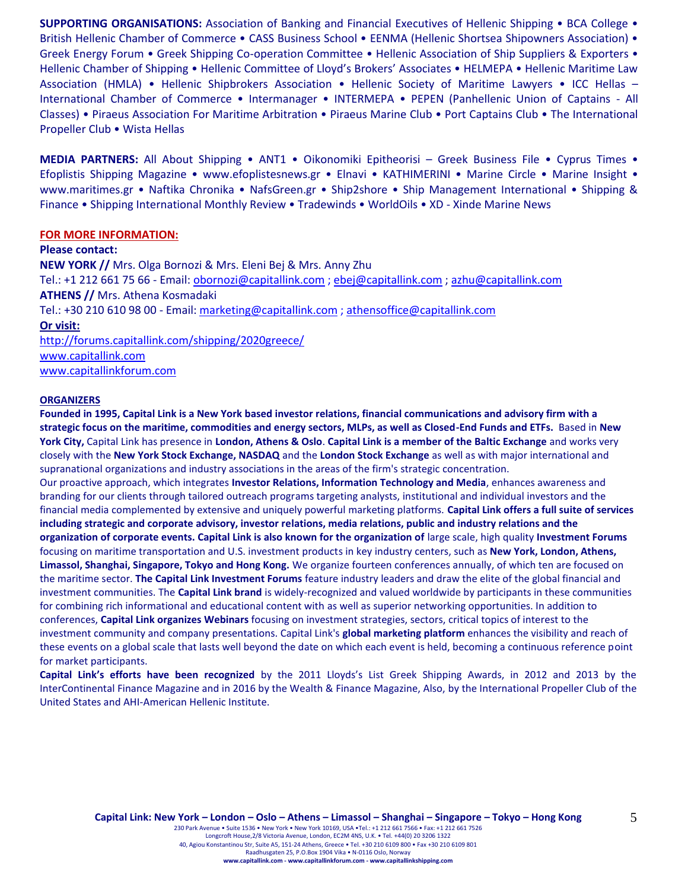**SUPPORTING ORGANISATIONS:** Association of Banking and Financial Executives of Hellenic Shipping • BCA College • British Hellenic Chamber of Commerce • CASS Business School • EENMA (Hellenic Shortsea Shipowners Association) • Greek Energy Forum • Greek Shipping Co-operation Committee • Hellenic Association of Ship Suppliers & Exporters • Hellenic Chamber of Shipping • Hellenic Committee of Lloyd's Brokers' Associates • HELMEPA • Hellenic Maritime Law Association (HMLA) • Hellenic Shipbrokers Association • Hellenic Society of Maritime Lawyers • ICC Hellas – International Chamber of Commerce • Intermanager • INTERMEPA • PEPEN (Panhellenic Union of Captains - All Classes) • Piraeus Association For Maritime Arbitration • Piraeus Marine Club • Port Captains Club • The International Propeller Club • Wista Hellas

**MEDIA PARTNERS:** All About Shipping • ANT1 • Oikonomiki Epitheorisi – Greek Business File • Cyprus Times • Efoplistis Shipping Magazine • www.efoplistesnews.gr • Elnavi • KATHIMERINI • Marine Circle • Marine Insight • www.maritimes.gr • Naftika Chronika • NafsGreen.gr • Ship2shore • Ship Management International • Shipping & Finance • Shipping International Monthly Review • Tradewinds • WorldOils • XD - Xinde Marine News

**FOR MORE INFORMATION:**

**Please contact:**

**NEW YORK //** Mrs. Olga Bornozi & Mrs. Eleni Bej & Mrs. Anny Zhu
Tel.: +1 212 661 75 66 - Email: obornozi@capitallink.com ; ebej@capitallink.com ; azhu@capitallink.com

**ATHENS //** Mrs. Athena Kosmadaki
Tel.: +30 210 610 98 00 - Email: marketing@capitallink.com ; athensoffice@capitallink.com

**Or visit:**

http://forums.capitallink.com/shipping/2020greece/
www.capitallink.com
www.capitallinkforum.com

**ORGANIZERS**

**Founded in 1995, Capital Link is a New York based investor relations, financial communications and advisory firm with a strategic focus on the maritime, commodities and energy sectors, MLPs, as well as Closed-End Funds and ETFs.** Based in **New York City,** Capital Link has presence in **London, Athens & Oslo**. **Capital Link is a member of the Baltic Exchange** and works very closely with the **New York Stock Exchange, NASDAQ** and the **London Stock Exchange** as well as with major international and supranational organizations and industry associations in the areas of the firm's strategic concentration.
Our proactive approach, which integrates **Investor Relations, Information Technology and Media**, enhances awareness and branding for our clients through tailored outreach programs targeting analysts, institutional and individual investors and the financial media complemented by extensive and uniquely powerful marketing platforms. **Capital Link offers a full suite of services including strategic and corporate advisory, investor relations, media relations, public and industry relations and the organization of corporate events. Capital Link is also known for the organization of** large scale, high quality **Investment Forums** focusing on maritime transportation and U.S. investment products in key industry centers, such as **New York, London, Athens, Limassol, Shanghai, Singapore, Tokyo and Hong Kong.** We organize fourteen conferences annually, of which ten are focused on the maritime sector. **The Capital Link Investment Forums** feature industry leaders and draw the elite of the global financial and investment communities. The **Capital Link brand** is widely-recognized and valued worldwide by participants in these communities for combining rich informational and educational content with as well as superior networking opportunities. In addition to conferences, **Capital Link organizes Webinars** focusing on investment strategies, sectors, critical topics of interest to the investment community and company presentations. Capital Link's **global marketing platform** enhances the visibility and reach of these events on a global scale that lasts well beyond the date on which each event is held, becoming a continuous reference point for market participants.
**Capital Link's efforts have been recognized** by the 2011 Lloyds's List Greek Shipping Awards, in 2012 and 2013 by the InterContinental Finance Magazine and in 2016 by the Wealth & Finance Magazine, Also, by the International Propeller Club of the United States and AHI-American Hellenic Institute.